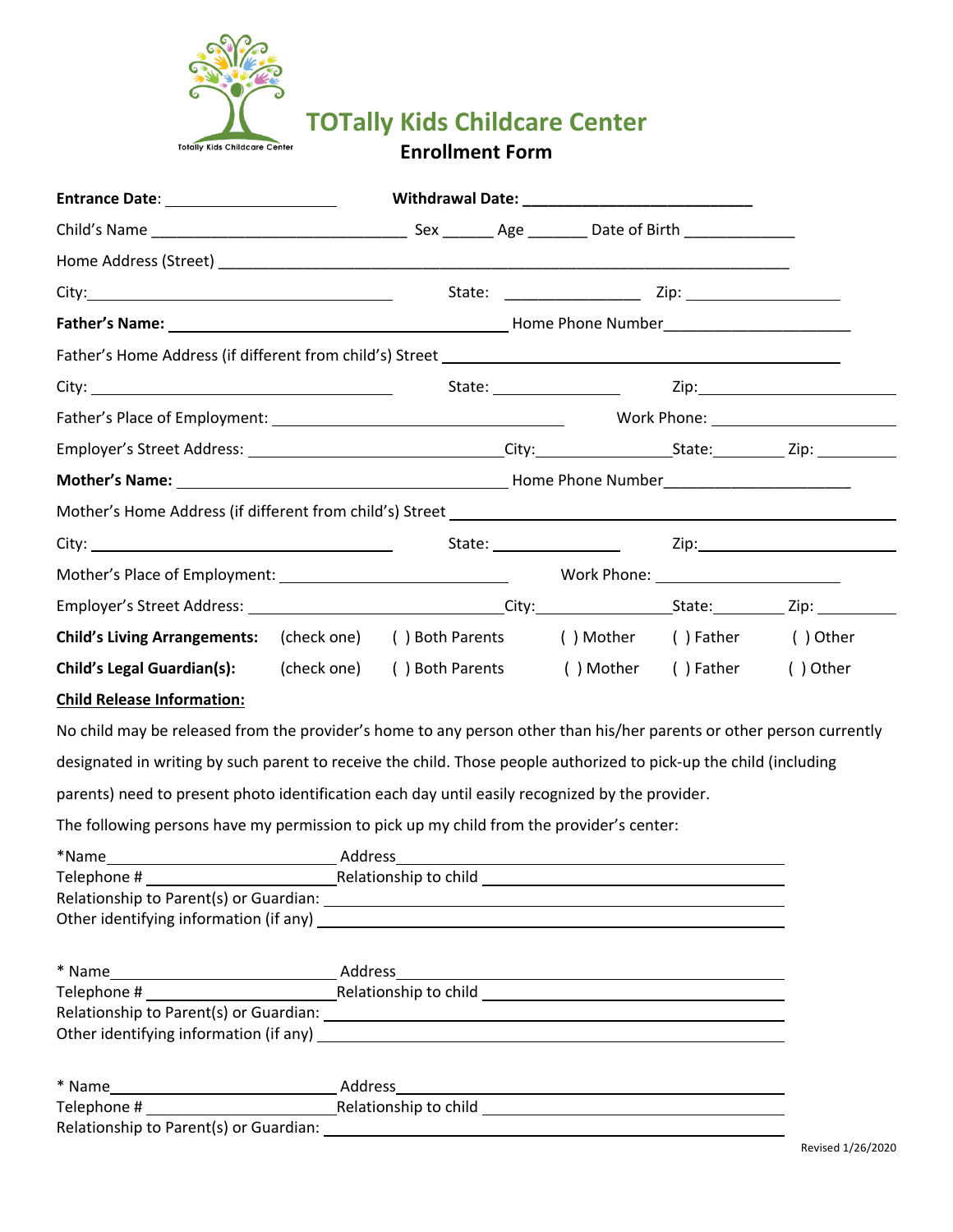# TOTally Kids Childcare Center

## Enrollment Form

**Entrance Date**: ____________________ **Withdrawal Date: ___________________________**

Child's Name ______________________________ Sex ______ Age _______ Date of Birth _____________

Home Address (Street) ____________________________________________________________________

City: ____________________________________ State: ________________ Zip: __________________

**Father's Name:** ________________________________________ Home Phone Number______________________

Father's Home Address (if different from child's) Street ____________________________________________

City: ____________________________________ State: _______________ Zip: ________________________

Father's Place of Employment: ___________________________________ Work Phone: _______________________

Employer's Street Address: _____________________________City:_______________State:________ Zip: __________

**Mother's Name:** ________________________________________ Home Phone Number______________________

Mother's Home Address (if different from child's) Street _____________________________________________

City: ____________________________________ State: _______________ Zip: ________________________

Mother's Place of Employment: __________________________ Work Phone: _______________________

Employer's Street Address: _____________________________City:_______________State:________ Zip: __________

**Child's Living Arrangements:** (check one) ( ) Both Parents ( ) Mother ( ) Father ( ) Other

**Child's Legal Guardian(s):** (check one) ( ) Both Parents ( ) Mother ( ) Father ( ) Other

**Child Release Information:**

No child may be released from the provider's home to any person other than his/her parents or other person currently designated in writing by such parent to receive the child. Those people authorized to pick-up the child (including parents) need to present photo identification each day until easily recognized by the provider.

The following persons have my permission to pick up my child from the provider's center:

*Name__________________________ Address____________________________________________
Telephone # ______________________Relationship to child ______________________________
Relationship to Parent(s) or Guardian: ________________________________________________
Other identifying information (if any) ________________________________________________

* Name__________________________ Address____________________________________________
Telephone # ______________________Relationship to child ______________________________
Relationship to Parent(s) or Guardian: ________________________________________________
Other identifying information (if any) ________________________________________________

* Name__________________________ Address____________________________________________
Telephone # ______________________Relationship to child ______________________________
Relationship to Parent(s) or Guardian: ________________________________________________

Revised 1/26/2020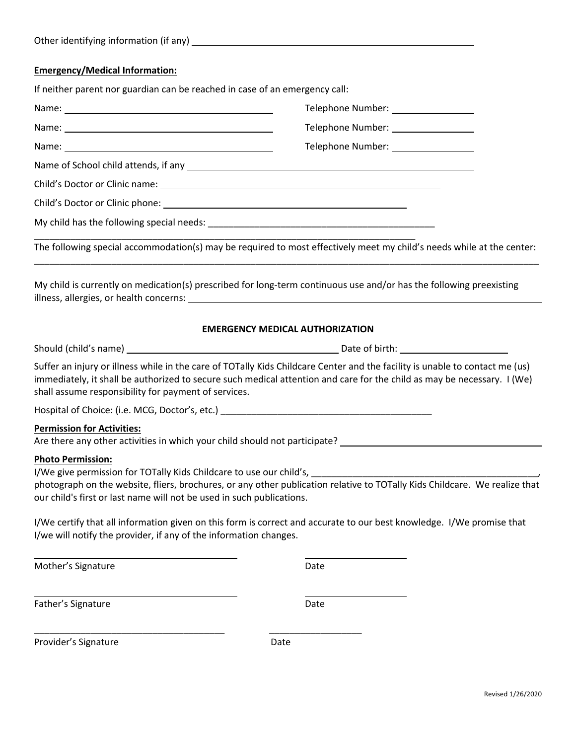Other identifying information (if any) ____________________________________________

**Emergency/Medical Information:**

If neither parent nor guardian can be reached in case of an emergency call:

Name: ______________________________ Telephone Number: ______________

Name: ______________________________ Telephone Number: ______________

Name: ______________________________ Telephone Number: ______________

Name of School child attends, if any ____________________________________________

Child's Doctor or Clinic name: ____________________________________________

Child's Doctor or Clinic phone: ____________________________________________

My child has the following special needs: ____________________________________________
____________________________________________________________________________

The following special accommodation(s) may be required to most effectively meet my child's needs while at the center:
____________________________________________________________________________

My child is currently on medication(s) prescribed for long-term continuous use and/or has the following preexisting illness, allergies, or health concerns: ____________________________________________

## EMERGENCY MEDICAL AUTHORIZATION

Should (child's name) ______________________________ Date of birth: ______________

Suffer an injury or illness while in the care of TOTally Kids Childcare Center and the facility is unable to contact me (us) immediately, it shall be authorized to secure such medical attention and care for the child as may be necessary. I (We) shall assume responsibility for payment of services.

Hospital of Choice: (i.e. MCG, Doctor's, etc.) ____________________________________________

**Permission for Activities:**
Are there any other activities in which your child should not participate? ______________________________

**Photo Permission:**
I/We give permission for TOTally Kids Childcare to use our child's, ____________________________________________, photograph on the website, fliers, brochures, or any other publication relative to TOTally Kids Childcare. We realize that our child's first or last name will not be used in such publications.

I/We certify that all information given on this form is correct and accurate to our best knowledge. I/We promise that I/we will notify the provider, if any of the information changes.

______________________________ ______________

Mother's Signature Date

______________________________ ______________

Father's Signature Date

______________________________ ______________

Provider's Signature Date

Revised 1/26/2020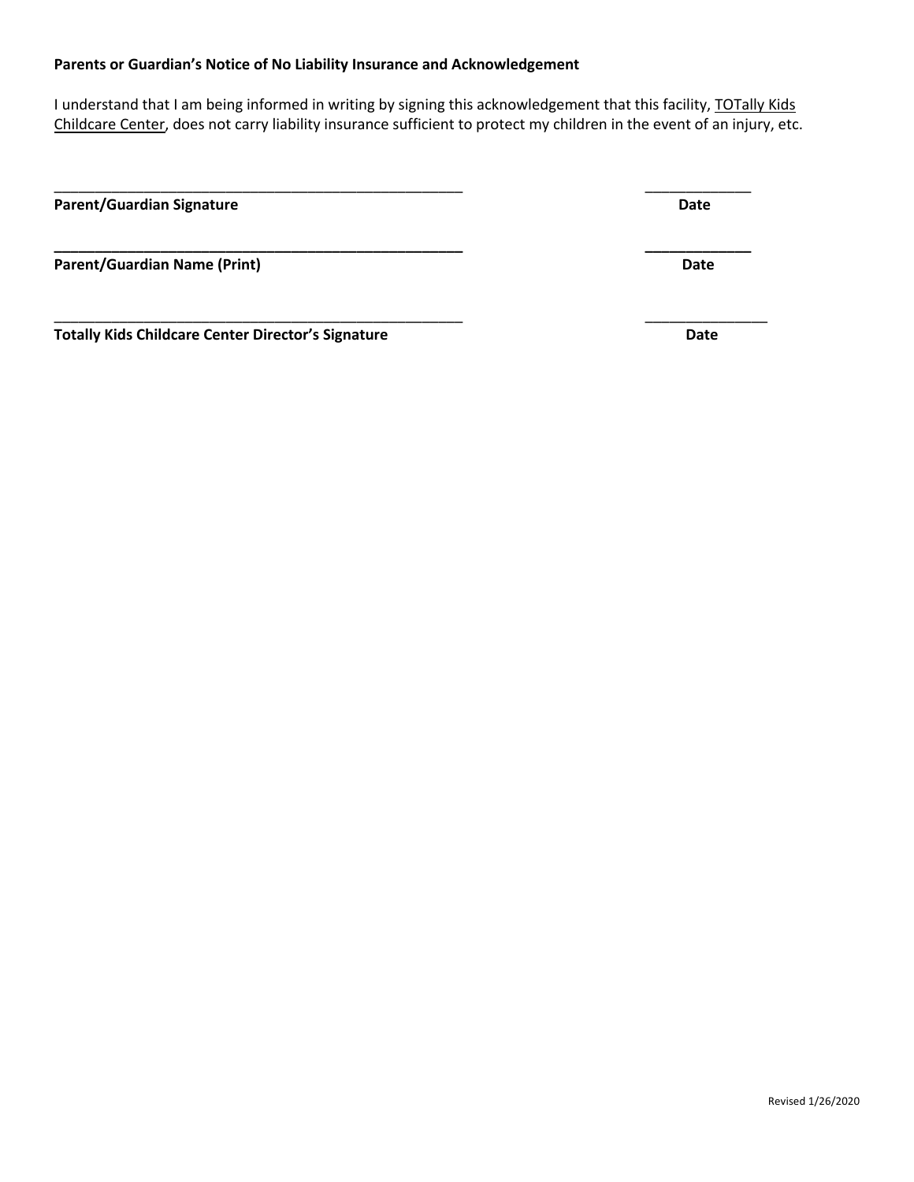**Parents or Guardian's Notice of No Liability Insurance and Acknowledgement**

I understand that I am being informed in writing by signing this acknowledgement that this facility, <u>TOTally Kids Childcare Center</u>, does not carry liability insurance sufficient to protect my children in the event of an injury, etc.

_____________________________________________________ _____________

**Parent/Guardian Signature** **Date**

_____________________________________________________ _____________

**Parent/Guardian Name (Print)** **Date**

_____________________________________________________ _______________

**Totally Kids Childcare Center Director's Signature** **Date**

Revised 1/26/2020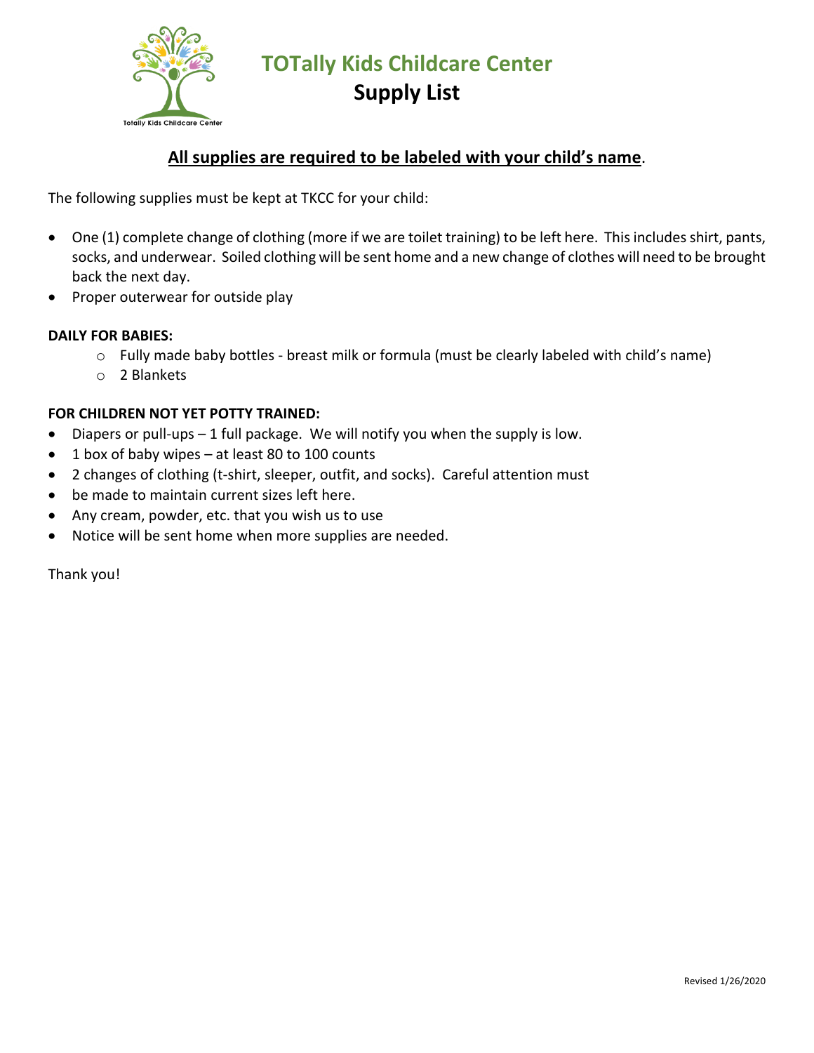# TOTally Kids Childcare Center

## Supply List

**All supplies are required to be labeled with your child's name**.

The following supplies must be kept at TKCC for your child:

- One (1) complete change of clothing (more if we are toilet training) to be left here. This includes shirt, pants, socks, and underwear. Soiled clothing will be sent home and a new change of clothes will need to be brought back the next day.
- Proper outerwear for outside play

**DAILY FOR BABIES:**

- Fully made baby bottles - breast milk or formula (must be clearly labeled with child's name)
- 2 Blankets

**FOR CHILDREN NOT YET POTTY TRAINED:**

- Diapers or pull-ups – 1 full package. We will notify you when the supply is low.
- 1 box of baby wipes – at least 80 to 100 counts
- 2 changes of clothing (t-shirt, sleeper, outfit, and socks). Careful attention must
- be made to maintain current sizes left here.
- Any cream, powder, etc. that you wish us to use
- Notice will be sent home when more supplies are needed.

Thank you!

Revised 1/26/2020